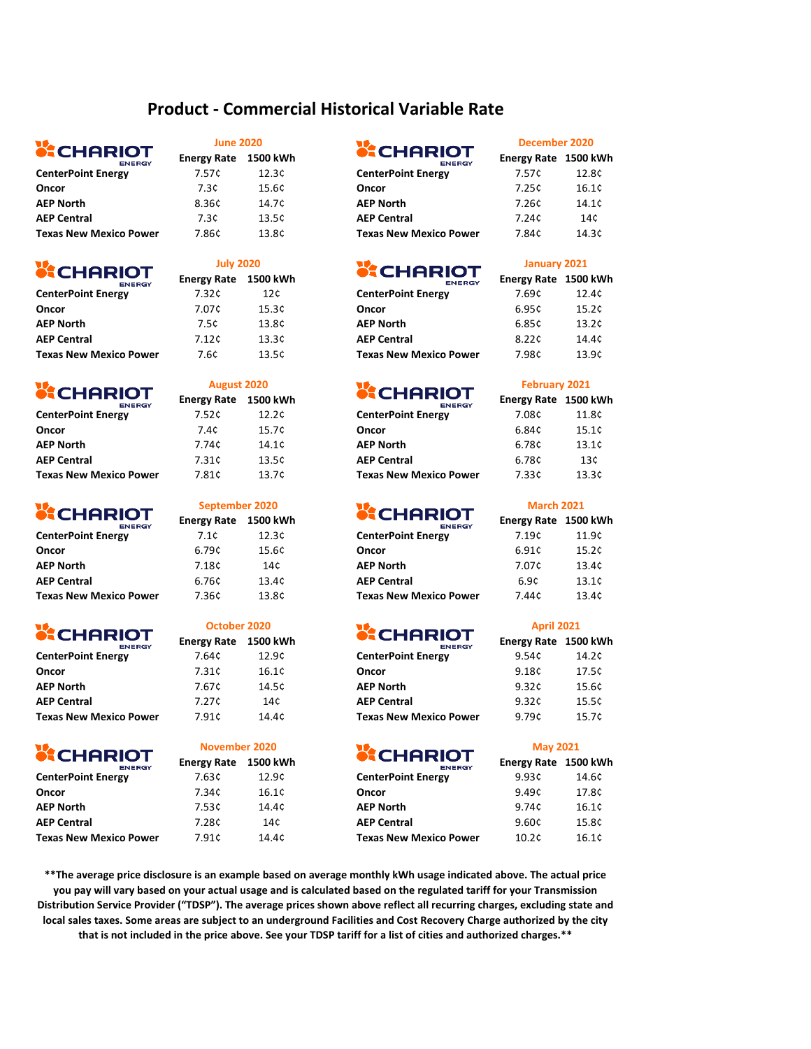# Product - Commercial Historical Variable Rate

### June 2020

| CHARIOT ENERGY | Energy Rate | 1500 kWh |
|---|---|---|
| CenterPoint Energy | 7.57¢ | 12.3¢ |
| Oncor | 7.3¢ | 15.6¢ |
| AEP North | 8.36¢ | 14.7¢ |
| AEP Central | 7.3¢ | 13.5¢ |
| Texas New Mexico Power | 7.86¢ | 13.8¢ |

### July 2020

| CHARIOT ENERGY | Energy Rate | 1500 kWh |
|---|---|---|
| CenterPoint Energy | 7.32¢ | 12¢ |
| Oncor | 7.07¢ | 15.3¢ |
| AEP North | 7.5¢ | 13.8¢ |
| AEP Central | 7.12¢ | 13.3¢ |
| Texas New Mexico Power | 7.6¢ | 13.5¢ |

### August 2020

| CHARIOT ENERGY | Energy Rate | 1500 kWh |
|---|---|---|
| CenterPoint Energy | 7.52¢ | 12.2¢ |
| Oncor | 7.4¢ | 15.7¢ |
| AEP North | 7.74¢ | 14.1¢ |
| AEP Central | 7.31¢ | 13.5¢ |
| Texas New Mexico Power | 7.81¢ | 13.7¢ |

### September 2020

| CHARIOT ENERGY | Energy Rate | 1500 kWh |
|---|---|---|
| CenterPoint Energy | 7.1¢ | 12.3¢ |
| Oncor | 6.79¢ | 15.6¢ |
| AEP North | 7.18¢ | 14¢ |
| AEP Central | 6.76¢ | 13.4¢ |
| Texas New Mexico Power | 7.36¢ | 13.8¢ |

### October 2020

| CHARIOT ENERGY | Energy Rate | 1500 kWh |
|---|---|---|
| CenterPoint Energy | 7.64¢ | 12.9¢ |
| Oncor | 7.31¢ | 16.1¢ |
| AEP North | 7.67¢ | 14.5¢ |
| AEP Central | 7.27¢ | 14¢ |
| Texas New Mexico Power | 7.91¢ | 14.4¢ |

### November 2020

| CHARIOT ENERGY | Energy Rate | 1500 kWh |
|---|---|---|
| CenterPoint Energy | 7.63¢ | 12.9¢ |
| Oncor | 7.34¢ | 16.1¢ |
| AEP North | 7.53¢ | 14.4¢ |
| AEP Central | 7.28¢ | 14¢ |
| Texas New Mexico Power | 7.91¢ | 14.4¢ |

### December 2020

| CHARIOT ENERGY | Energy Rate | 1500 kWh |
|---|---|---|
| CenterPoint Energy | 7.57¢ | 12.8¢ |
| Oncor | 7.25¢ | 16.1¢ |
| AEP North | 7.26¢ | 14.1¢ |
| AEP Central | 7.24¢ | 14¢ |
| Texas New Mexico Power | 7.84¢ | 14.3¢ |

### January 2021

| CHARIOT ENERGY | Energy Rate | 1500 kWh |
|---|---|---|
| CenterPoint Energy | 7.69¢ | 12.4¢ |
| Oncor | 6.95¢ | 15.2¢ |
| AEP North | 6.85¢ | 13.2¢ |
| AEP Central | 8.22¢ | 14.4¢ |
| Texas New Mexico Power | 7.98¢ | 13.9¢ |

### February 2021

| CHARIOT ENERGY | Energy Rate | 1500 kWh |
|---|---|---|
| CenterPoint Energy | 7.08¢ | 11.8¢ |
| Oncor | 6.84¢ | 15.1¢ |
| AEP North | 6.78¢ | 13.1¢ |
| AEP Central | 6.78¢ | 13¢ |
| Texas New Mexico Power | 7.33¢ | 13.3¢ |

### March 2021

| CHARIOT ENERGY | Energy Rate | 1500 kWh |
|---|---|---|
| CenterPoint Energy | 7.19¢ | 11.9¢ |
| Oncor | 6.91¢ | 15.2¢ |
| AEP North | 7.07¢ | 13.4¢ |
| AEP Central | 6.9¢ | 13.1¢ |
| Texas New Mexico Power | 7.44¢ | 13.4¢ |

### April 2021

| CHARIOT ENERGY | Energy Rate | 1500 kWh |
|---|---|---|
| CenterPoint Energy | 9.54¢ | 14.2¢ |
| Oncor | 9.18¢ | 17.5¢ |
| AEP North | 9.32¢ | 15.6¢ |
| AEP Central | 9.32¢ | 15.5¢ |
| Texas New Mexico Power | 9.79¢ | 15.7¢ |

### May 2021

| CHARIOT ENERGY | Energy Rate | 1500 kWh |
|---|---|---|
| CenterPoint Energy | 9.93¢ | 14.6¢ |
| Oncor | 9.49¢ | 17.8¢ |
| AEP North | 9.74¢ | 16.1¢ |
| AEP Central | 9.60¢ | 15.8¢ |
| Texas New Mexico Power | 10.2¢ | 16.1¢ |

**\*\*The average price disclosure is an example based on average monthly kWh usage indicated above. The actual price you pay will vary based on your actual usage and is calculated based on the regulated tariff for your Transmission Distribution Service Provider ("TDSP"). The average prices shown above reflect all recurring charges, excluding state and local sales taxes. Some areas are subject to an underground Facilities and Cost Recovery Charge authorized by the city that is not included in the price above. See your TDSP tariff for a list of cities and authorized charges.\*\***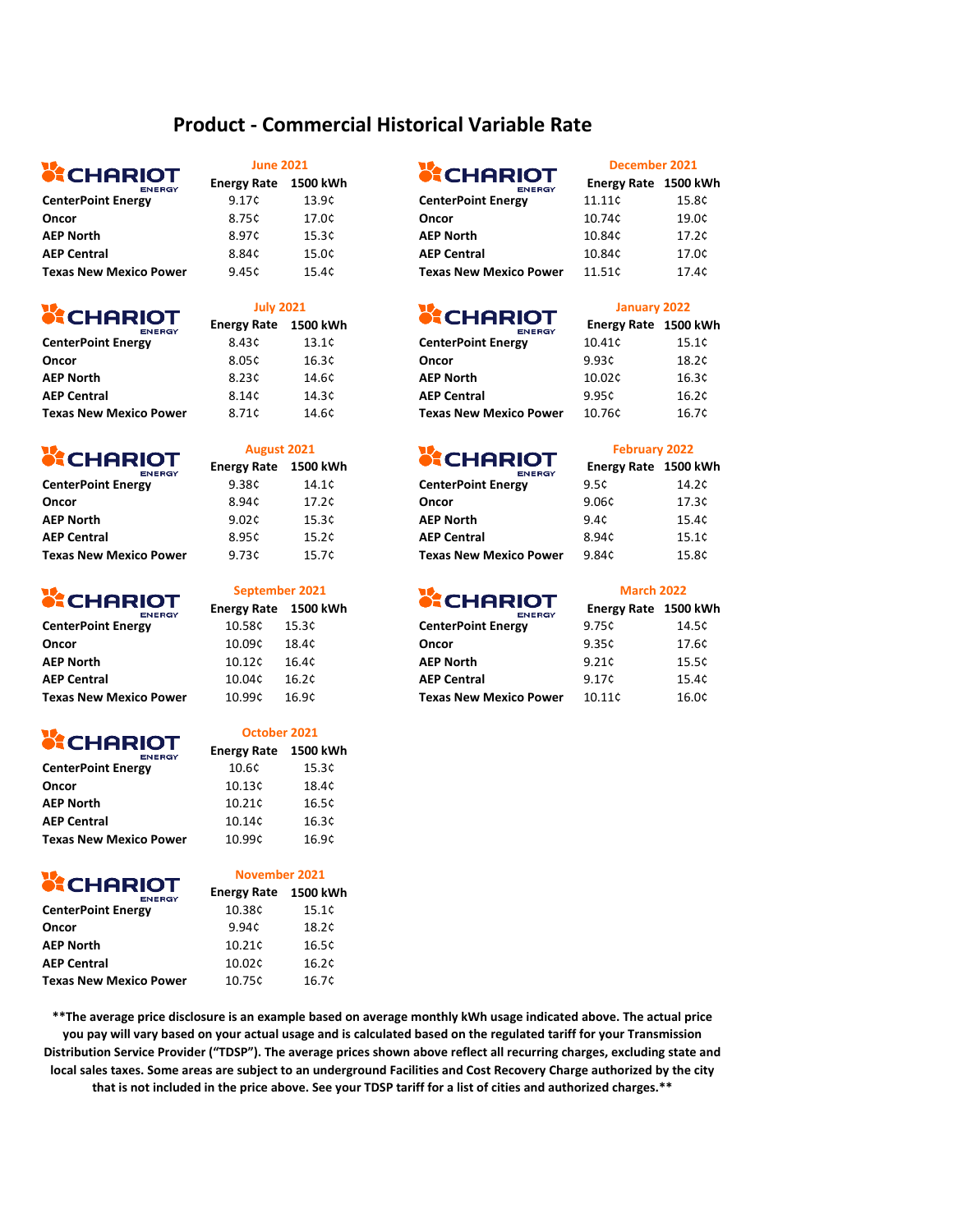# Product - Commercial Historical Variable Rate

**CHARIOT ENERGY**

| June 2021 | Energy Rate | 1500 kWh |
|---|---|---|
| **CenterPoint Energy** | 9.17¢ | 13.9¢ |
| **Oncor** | 8.75¢ | 17.0¢ |
| **AEP North** | 8.97¢ | 15.3¢ |
| **AEP Central** | 8.84¢ | 15.0¢ |
| **Texas New Mexico Power** | 9.45¢ | 15.4¢ |

**CHARIOT ENERGY**

| July 2021 | Energy Rate | 1500 kWh |
|---|---|---|
| **CenterPoint Energy** | 8.43¢ | 13.1¢ |
| **Oncor** | 8.05¢ | 16.3¢ |
| **AEP North** | 8.23¢ | 14.6¢ |
| **AEP Central** | 8.14¢ | 14.3¢ |
| **Texas New Mexico Power** | 8.71¢ | 14.6¢ |

**CHARIOT ENERGY**

| August 2021 | Energy Rate | 1500 kWh |
|---|---|---|
| **CenterPoint Energy** | 9.38¢ | 14.1¢ |
| **Oncor** | 8.94¢ | 17.2¢ |
| **AEP North** | 9.02¢ | 15.3¢ |
| **AEP Central** | 8.95¢ | 15.2¢ |
| **Texas New Mexico Power** | 9.73¢ | 15.7¢ |

**CHARIOT ENERGY**

| September 2021 | Energy Rate | 1500 kWh |
|---|---|---|
| **CenterPoint Energy** | 10.58¢ | 15.3¢ |
| **Oncor** | 10.09¢ | 18.4¢ |
| **AEP North** | 10.12¢ | 16.4¢ |
| **AEP Central** | 10.04¢ | 16.2¢ |
| **Texas New Mexico Power** | 10.99¢ | 16.9¢ |

**CHARIOT ENERGY**

| October 2021 | Energy Rate | 1500 kWh |
|---|---|---|
| **CenterPoint Energy** | 10.6¢ | 15.3¢ |
| **Oncor** | 10.13¢ | 18.4¢ |
| **AEP North** | 10.21¢ | 16.5¢ |
| **AEP Central** | 10.14¢ | 16.3¢ |
| **Texas New Mexico Power** | 10.99¢ | 16.9¢ |

**CHARIOT ENERGY**

| November 2021 | Energy Rate | 1500 kWh |
|---|---|---|
| **CenterPoint Energy** | 10.38¢ | 15.1¢ |
| **Oncor** | 9.94¢ | 18.2¢ |
| **AEP North** | 10.21¢ | 16.5¢ |
| **AEP Central** | 10.02¢ | 16.2¢ |
| **Texas New Mexico Power** | 10.75¢ | 16.7¢ |

**CHARIOT ENERGY**

| December 2021 | Energy Rate | 1500 kWh |
|---|---|---|
| **CenterPoint Energy** | 11.11¢ | 15.8¢ |
| **Oncor** | 10.74¢ | 19.0¢ |
| **AEP North** | 10.84¢ | 17.2¢ |
| **AEP Central** | 10.84¢ | 17.0¢ |
| **Texas New Mexico Power** | 11.51¢ | 17.4¢ |

**CHARIOT ENERGY**

| January 2022 | Energy Rate | 1500 kWh |
|---|---|---|
| **CenterPoint Energy** | 10.41¢ | 15.1¢ |
| **Oncor** | 9.93¢ | 18.2¢ |
| **AEP North** | 10.02¢ | 16.3¢ |
| **AEP Central** | 9.95¢ | 16.2¢ |
| **Texas New Mexico Power** | 10.76¢ | 16.7¢ |

**CHARIOT ENERGY**

| February 2022 | Energy Rate | 1500 kWh |
|---|---|---|
| **CenterPoint Energy** | 9.5¢ | 14.2¢ |
| **Oncor** | 9.06¢ | 17.3¢ |
| **AEP North** | 9.4¢ | 15.4¢ |
| **AEP Central** | 8.94¢ | 15.1¢ |
| **Texas New Mexico Power** | 9.84¢ | 15.8¢ |

**CHARIOT ENERGY**

| March 2022 | Energy Rate | 1500 kWh |
|---|---|---|
| **CenterPoint Energy** | 9.75¢ | 14.5¢ |
| **Oncor** | 9.35¢ | 17.6¢ |
| **AEP North** | 9.21¢ | 15.5¢ |
| **AEP Central** | 9.17¢ | 15.4¢ |
| **Texas New Mexico Power** | 10.11¢ | 16.0¢ |

**The average price disclosure is an example based on average monthly kWh usage indicated above. The actual price you pay will vary based on your actual usage and is calculated based on the regulated tariff for your Transmission Distribution Service Provider ("TDSP"). The average prices shown above reflect all recurring charges, excluding state and local sales taxes. Some areas are subject to an underground Facilities and Cost Recovery Charge authorized by the city that is not included in the price above. See your TDSP tariff for a list of cities and authorized charges.**